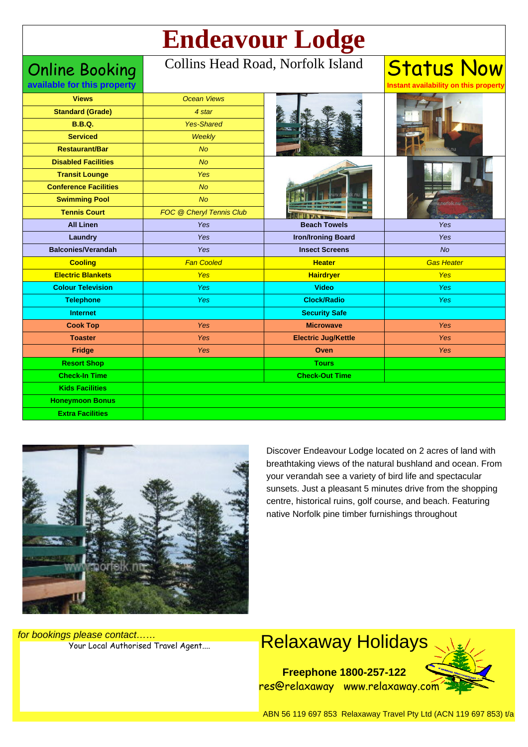# Endeavour Lodge

**Online Booking**
available for this property

Collins Head Road, Norfolk Island

**Status Now**
Instant availability on this property

| | | | |
|---|---|---|---|
| **Views** | *Ocean Views* | | |
| **Standard (Grade)** | *4 star* | | |
| **B.B.Q.** | *Yes-Shared* | | |
| **Serviced** | *Weekly* | | |
| **Restaurant/Bar** | *No* | | |
| **Disabled Facilities** | *No* | | |
| **Transit Lounge** | *Yes* | | |
| **Conference Facilities** | *No* | | |
| **Swimming Pool** | *No* | | |
| **Tennis Court** | *FOC @ Cheryl Tennis Club* | | |
| **All Linen** | *Yes* | **Beach Towels** | *Yes* |
| **Laundry** | *Yes* | **Iron/Ironing Board** | *Yes* |
| **Balconies/Verandah** | *Yes* | **Insect Screens** | *No* |
| **Cooling** | *Fan Cooled* | **Heater** | *Gas Heater* |
| **Electric Blankets** | *Yes* | **Hairdryer** | *Yes* |
| **Colour Television** | *Yes* | **Video** | *Yes* |
| **Telephone** | *Yes* | **Clock/Radio** | *Yes* |
| **Internet** | | **Security Safe** | |
| **Cook Top** | *Yes* | **Microwave** | *Yes* |
| **Toaster** | *Yes* | **Electric Jug/Kettle** | *Yes* |
| **Fridge** | *Yes* | **Oven** | *Yes* |
| **Resort Shop** | | **Tours** | |
| **Check-In Time** | | **Check-Out Time** | |
| **Kids Facilities** | | | |
| **Honeymoon Bonus** | | | |
| **Extra Facilities** | | | |

Discover Endeavour Lodge located on 2 acres of land with breathtaking views of the natural bushland and ocean. From your verandah see a variety of bird life and spectacular sunsets. Just a pleasant 5 minutes drive from the shopping centre, historical ruins, golf course, and beach. Featuring native Norfolk pine timber furnishings throughout

*for bookings please contact……*
Your Local Authorised Travel Agent....

## Relaxaway Holidays

**Freephone 1800-257-122**
res@relaxaway www.relaxaway.com

ABN 56 119 697 853 Relaxaway Travel Pty Ltd (ACN 119 697 853) t/a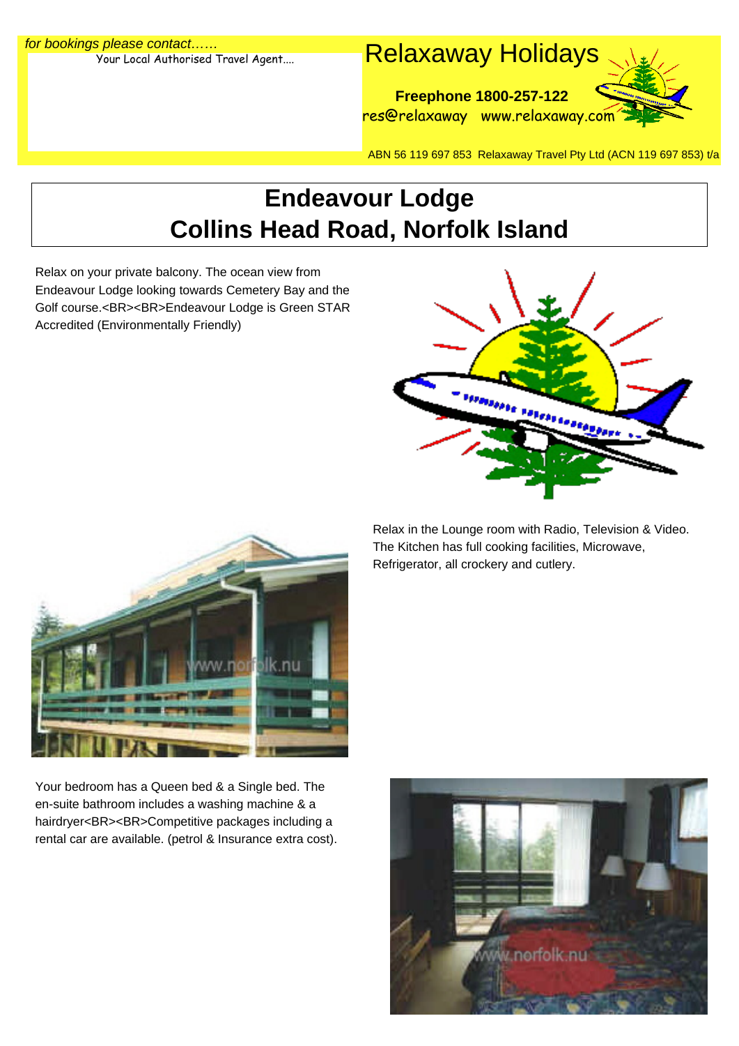*for bookings please contact……*

Your Local Authorised Travel Agent....

Relaxaway Holidays

**Freephone 1800-257-122**

res@relaxaway www.relaxaway.com

ABN 56 119 697 853 Relaxaway Travel Pty Ltd (ACN 119 697 853) t/a

# Endeavour Lodge
# Collins Head Road, Norfolk Island

Relax on your private balcony. The ocean view from Endeavour Lodge looking towards Cemetery Bay and the Golf course.<BR><BR>Endeavour Lodge is Green STAR Accredited (Environmentally Friendly)

Relax in the Lounge room with Radio, Television & Video. The Kitchen has full cooking facilities, Microwave, Refrigerator, all crockery and cutlery.

Your bedroom has a Queen bed & a Single bed. The en-suite bathroom includes a washing machine & a hairdryer<BR><BR>Competitive packages including a rental car are available. (petrol & Insurance extra cost).